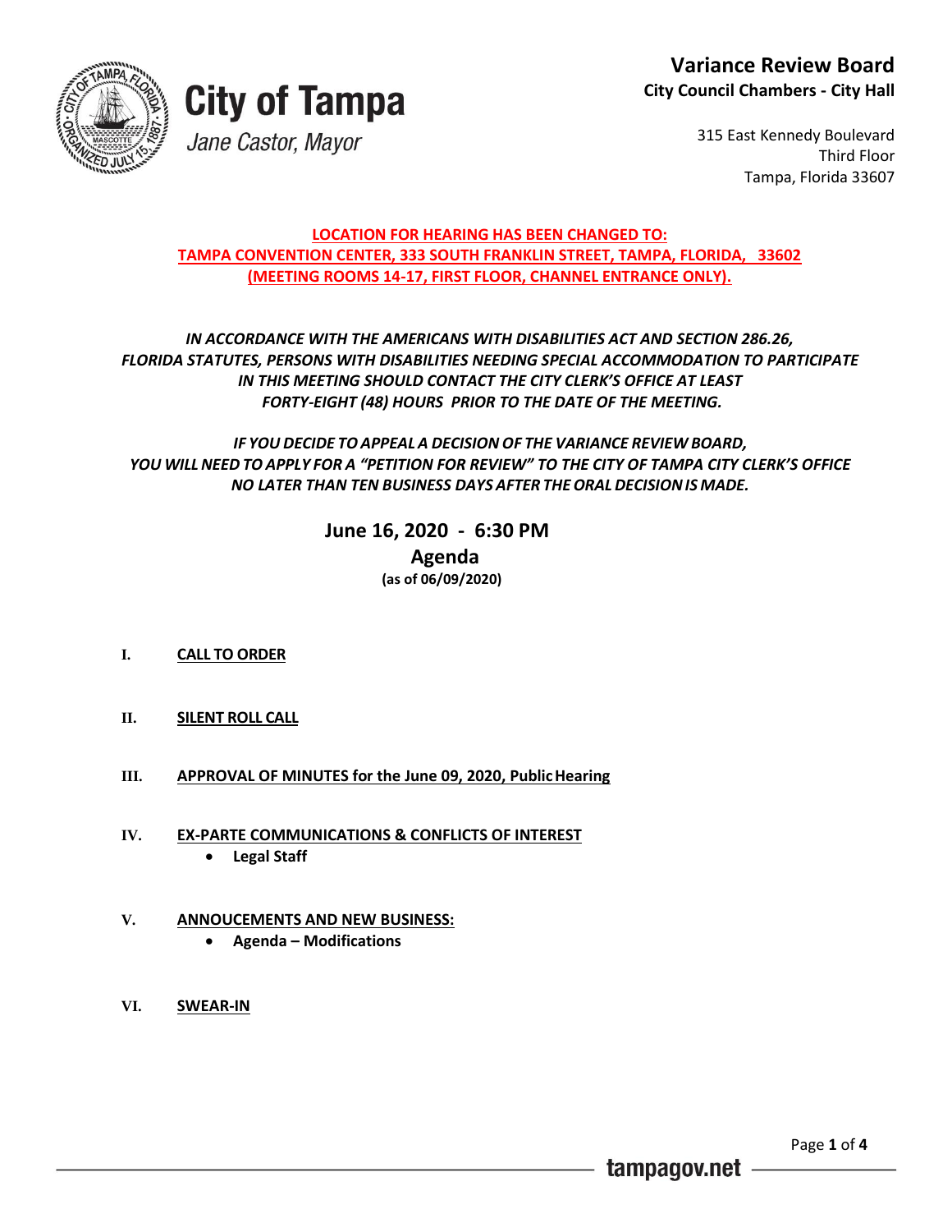# City of Tampa

*Jane Castor, Mayor*

**Variance Review Board**
**City Council Chambers - City Hall**

315 East Kennedy Boulevard
Third Floor
Tampa, Florida 33607

**LOCATION FOR HEARING HAS BEEN CHANGED TO:**
**TAMPA CONVENTION CENTER, 333 SOUTH FRANKLIN STREET, TAMPA, FLORIDA, 33602**
**(MEETING ROOMS 14-17, FIRST FLOOR, CHANNEL ENTRANCE ONLY).**

***IN ACCORDANCE WITH THE AMERICANS WITH DISABILITIES ACT AND SECTION 286.26, FLORIDA STATUTES, PERSONS WITH DISABILITIES NEEDING SPECIAL ACCOMMODATION TO PARTICIPATE IN THIS MEETING SHOULD CONTACT THE CITY CLERK'S OFFICE AT LEAST FORTY-EIGHT (48) HOURS PRIOR TO THE DATE OF THE MEETING.***

***IF YOU DECIDE TO APPEAL A DECISION OF THE VARIANCE REVIEW BOARD, YOU WILL NEED TO APPLY FOR A "PETITION FOR REVIEW" TO THE CITY OF TAMPA CITY CLERK'S OFFICE NO LATER THAN TEN BUSINESS DAYS AFTER THE ORAL DECISION IS MADE.***

## June 16, 2020 - 6:30 PM

## Agenda

**(as of 06/09/2020)**

**I. CALL TO ORDER**

**II. SILENT ROLL CALL**

**III. APPROVAL OF MINUTES for the June 09, 2020, Public Hearing**

**IV. EX-PARTE COMMUNICATIONS & CONFLICTS OF INTEREST**

- **Legal Staff**

**V. ANNOUCEMENTS AND NEW BUSINESS:**

- **Agenda – Modifications**

**VI. SWEAR-IN**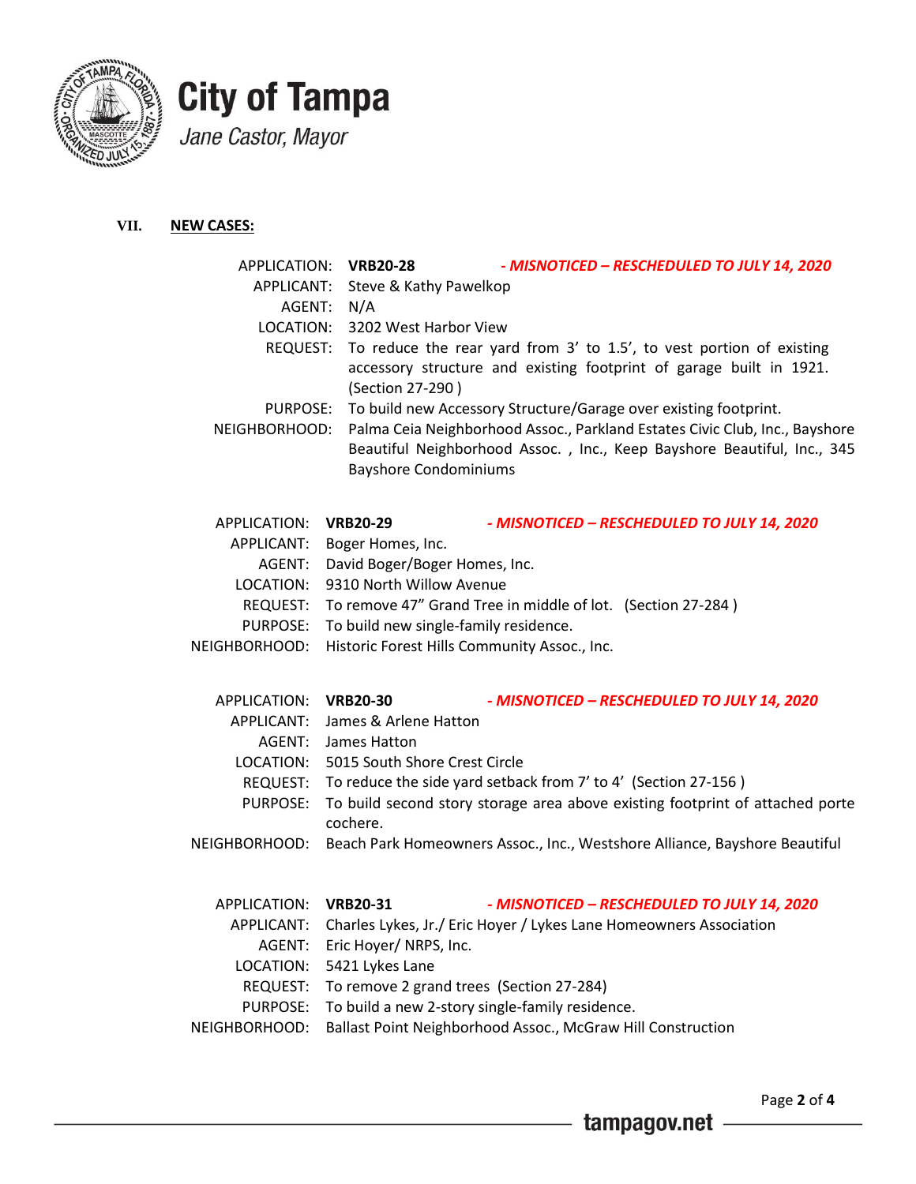# City of Tampa

*Jane Castor, Mayor*

## VII. NEW CASES:

**APPLICATION:** **VRB20-28** ***- MISNOTICED – RESCHEDULED TO JULY 14, 2020***
**APPLICANT:** Steve & Kathy Pawelkop
**AGENT:** N/A
**LOCATION:** 3202 West Harbor View
**REQUEST:** To reduce the rear yard from 3' to 1.5', to vest portion of existing accessory structure and existing footprint of garage built in 1921. (Section 27-290 )
**PURPOSE:** To build new Accessory Structure/Garage over existing footprint.
**NEIGHBORHOOD:** Palma Ceia Neighborhood Assoc., Parkland Estates Civic Club, Inc., Bayshore Beautiful Neighborhood Assoc. , Inc., Keep Bayshore Beautiful, Inc., 345 Bayshore Condominiums

**APPLICATION:** **VRB20-29** ***- MISNOTICED – RESCHEDULED TO JULY 14, 2020***
**APPLICANT:** Boger Homes, Inc.
**AGENT:** David Boger/Boger Homes, Inc.
**LOCATION:** 9310 North Willow Avenue
**REQUEST:** To remove 47" Grand Tree in middle of lot. (Section 27-284 )
**PURPOSE:** To build new single-family residence.
**NEIGHBORHOOD:** Historic Forest Hills Community Assoc., Inc.

**APPLICATION:** **VRB20-30** ***- MISNOTICED – RESCHEDULED TO JULY 14, 2020***
**APPLICANT:** James & Arlene Hatton
**AGENT:** James Hatton
**LOCATION:** 5015 South Shore Crest Circle
**REQUEST:** To reduce the side yard setback from 7' to 4' (Section 27-156 )
**PURPOSE:** To build second story storage area above existing footprint of attached porte cochere.
**NEIGHBORHOOD:** Beach Park Homeowners Assoc., Inc., Westshore Alliance, Bayshore Beautiful

**APPLICATION:** **VRB20-31** ***- MISNOTICED – RESCHEDULED TO JULY 14, 2020***
**APPLICANT:** Charles Lykes, Jr./ Eric Hoyer / Lykes Lane Homeowners Association
**AGENT:** Eric Hoyer/ NRPS, Inc.
**LOCATION:** 5421 Lykes Lane
**REQUEST:** To remove 2 grand trees (Section 27-284)
**PURPOSE:** To build a new 2-story single-family residence.
**NEIGHBORHOOD:** Ballast Point Neighborhood Assoc., McGraw Hill Construction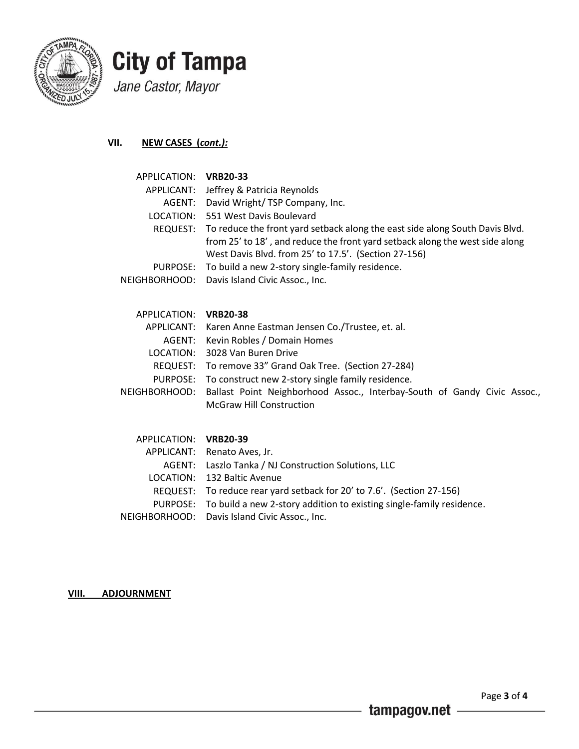## VII. NEW CASES (*cont.):*

| | |
|---|---|
| APPLICATION: | **VRB20-33** |
| APPLICANT: | Jeffrey & Patricia Reynolds |
| AGENT: | David Wright/ TSP Company, Inc. |
| LOCATION: | 551 West Davis Boulevard |
| REQUEST: | To reduce the front yard setback along the east side along South Davis Blvd. from 25' to 18' , and reduce the front yard setback along the west side along West Davis Blvd. from 25' to 17.5'. (Section 27-156) |
| PURPOSE: | To build a new 2-story single-family residence. |
| NEIGHBORHOOD: | Davis Island Civic Assoc., Inc. |

| | |
|---|---|
| APPLICATION: | **VRB20-38** |
| APPLICANT: | Karen Anne Eastman Jensen Co./Trustee, et. al. |
| AGENT: | Kevin Robles / Domain Homes |
| LOCATION: | 3028 Van Buren Drive |
| REQUEST: | To remove 33" Grand Oak Tree. (Section 27-284) |
| PURPOSE: | To construct new 2-story single family residence. |
| NEIGHBORHOOD: | Ballast Point Neighborhood Assoc., Interbay-South of Gandy Civic Assoc., McGraw Hill Construction |

| | |
|---|---|
| APPLICATION: | **VRB20-39** |
| APPLICANT: | Renato Aves, Jr. |
| AGENT: | Laszlo Tanka / NJ Construction Solutions, LLC |
| LOCATION: | 132 Baltic Avenue |
| REQUEST: | To reduce rear yard setback for 20' to 7.6'. (Section 27-156) |
| PURPOSE: | To build a new 2-story addition to existing single-family residence. |
| NEIGHBORHOOD: | Davis Island Civic Assoc., Inc. |

## VIII. ADJOURNMENT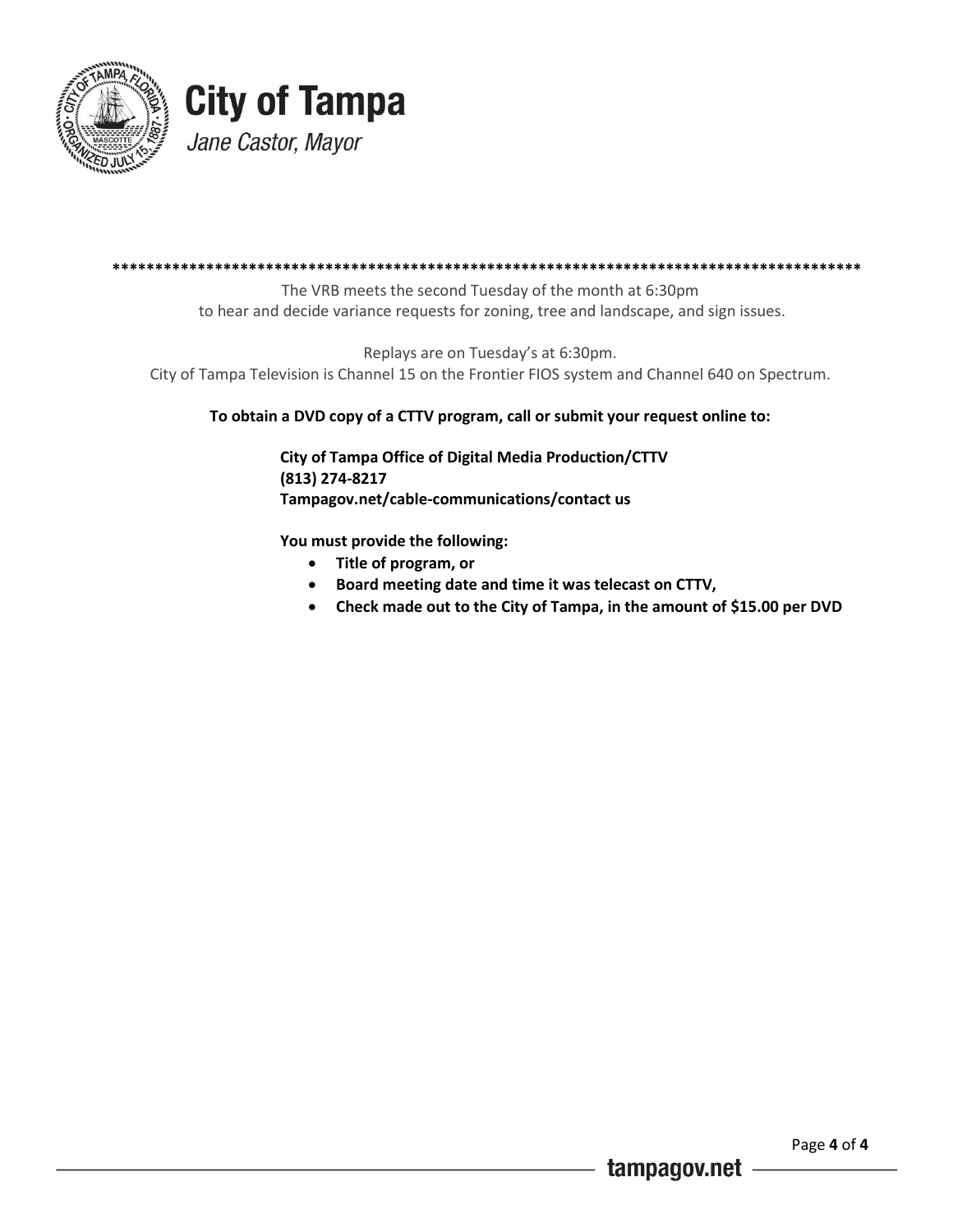**City of Tampa**

*Jane Castor, Mayor*

*******************************************************************************************

The VRB meets the second Tuesday of the month at 6:30pm
to hear and decide variance requests for zoning, tree and landscape, and sign issues.

Replays are on Tuesday's at 6:30pm.
City of Tampa Television is Channel 15 on the Frontier FIOS system and Channel 640 on Spectrum.

**To obtain a DVD copy of a CTTV program, call or submit your request online to:**

**City of Tampa Office of Digital Media Production/CTTV**
**(813) 274-8217**
**Tampagov.net/cable-communications/contact us**

**You must provide the following:**

- **Title of program, or**
- **Board meeting date and time it was telecast on CTTV,**
- **Check made out to the City of Tampa, in the amount of $15.00 per DVD**